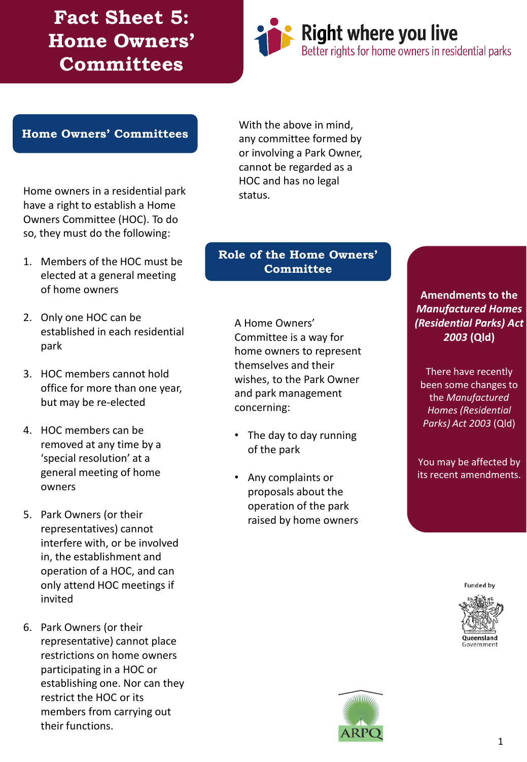# Fact Sheet 5: Home Owners' Committees

**Right where you live**
Better rights for home owners in residential parks

## Home Owners' Committees

Home owners in a residential park have a right to establish a Home Owners Committee (HOC). To do so, they must do the following:

1. Members of the HOC must be elected at a general meeting of home owners
2. Only one HOC can be established in each residential park
3. HOC members cannot hold office for more than one year, but may be re-elected
4. HOC members can be removed at any time by a 'special resolution' at a general meeting of home owners
5. Park Owners (or their representatives) cannot interfere with, or be involved in, the establishment and operation of a HOC, and can only attend HOC meetings if invited
6. Park Owners (or their representative) cannot place restrictions on home owners participating in a HOC or establishing one. Nor can they restrict the HOC or its members from carrying out their functions.

With the above in mind, any committee formed by or involving a Park Owner, cannot be regarded as a HOC and has no legal status.

## Role of the Home Owners' Committee

A Home Owners' Committee is a way for home owners to represent themselves and their wishes, to the Park Owner and park management concerning:

- The day to day running of the park
- Any complaints or proposals about the operation of the park raised by home owners

**Amendments to the *Manufactured Homes (Residential Parks) Act 2003* (Qld)**

There have recently been some changes to the *Manufactured Homes (Residential Parks) Act 2003* (Qld)

You may be affected by its recent amendments.

Funded by Queensland Government

ARPQ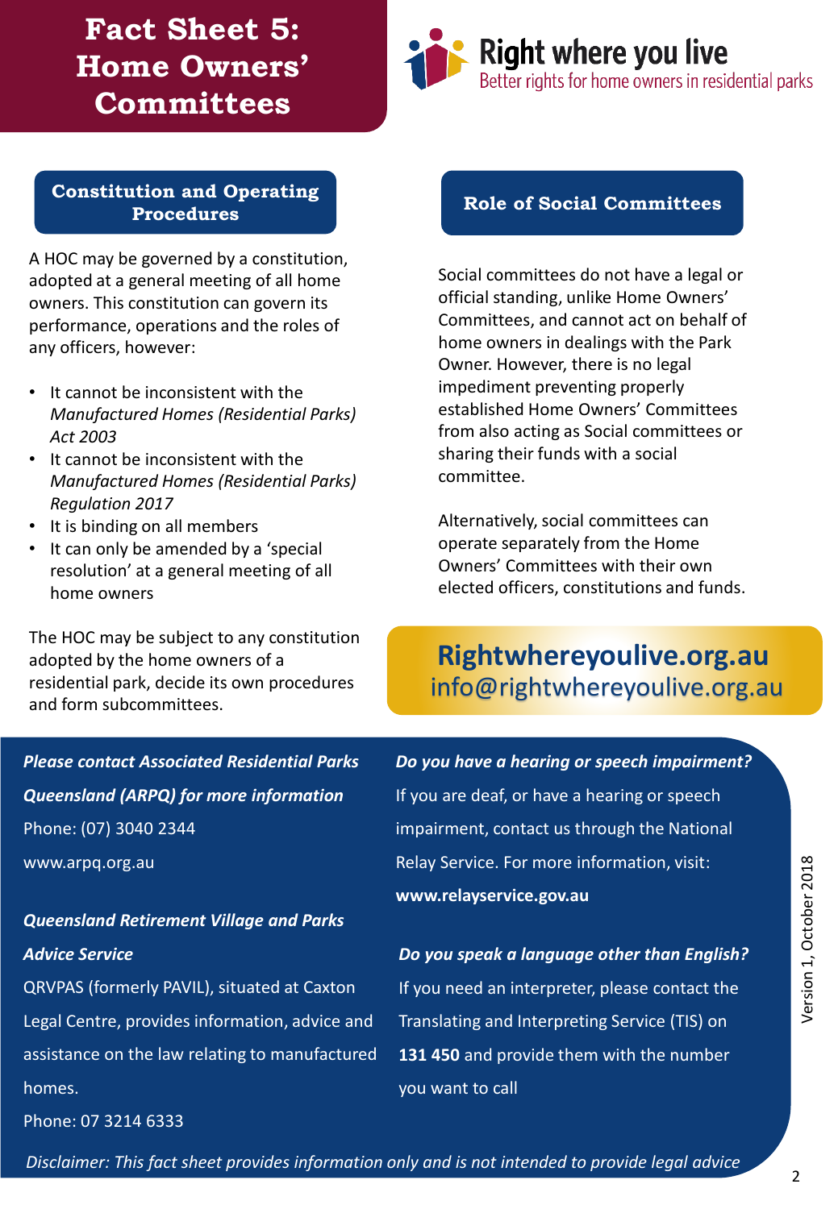# Fact Sheet 5: Home Owners' Committees

**Right where you live**
Better rights for home owners in residential parks

## Constitution and Operating Procedures

A HOC may be governed by a constitution, adopted at a general meeting of all home owners. This constitution can govern its performance, operations and the roles of any officers, however:

- It cannot be inconsistent with the *Manufactured Homes (Residential Parks) Act 2003*
- It cannot be inconsistent with the *Manufactured Homes (Residential Parks) Regulation 2017*
- It is binding on all members
- It can only be amended by a 'special resolution' at a general meeting of all home owners

The HOC may be subject to any constitution adopted by the home owners of a residential park, decide its own procedures and form subcommittees.

## Role of Social Committees

Social committees do not have a legal or official standing, unlike Home Owners' Committees, and cannot act on behalf of home owners in dealings with the Park Owner. However, there is no legal impediment preventing properly established Home Owners' Committees from also acting as Social committees or sharing their funds with a social committee.

Alternatively, social committees can operate separately from the Home Owners' Committees with their own elected officers, constitutions and funds.

**Rightwhereyoulive.org.au**
info@rightwhereyoulive.org.au

***Please contact Associated Residential Parks Queensland (ARPQ) for more information***

Phone: (07) 3040 2344

www.arpq.org.au

***Queensland Retirement Village and Parks Advice Service***

QRVPAS (formerly PAVIL), situated at Caxton Legal Centre, provides information, advice and assistance on the law relating to manufactured homes.

Phone: 07 3214 6333

***Do you have a hearing or speech impairment?***

If you are deaf, or have a hearing or speech impairment, contact us through the National Relay Service. For more information, visit: **www.relayservice.gov.au**

***Do you speak a language other than English?***

If you need an interpreter, please contact the Translating and Interpreting Service (TIS) on **131 450** and provide them with the number you want to call

*Disclaimer: This fact sheet provides information only and is not intended to provide legal advice*

Version 1, October 2018